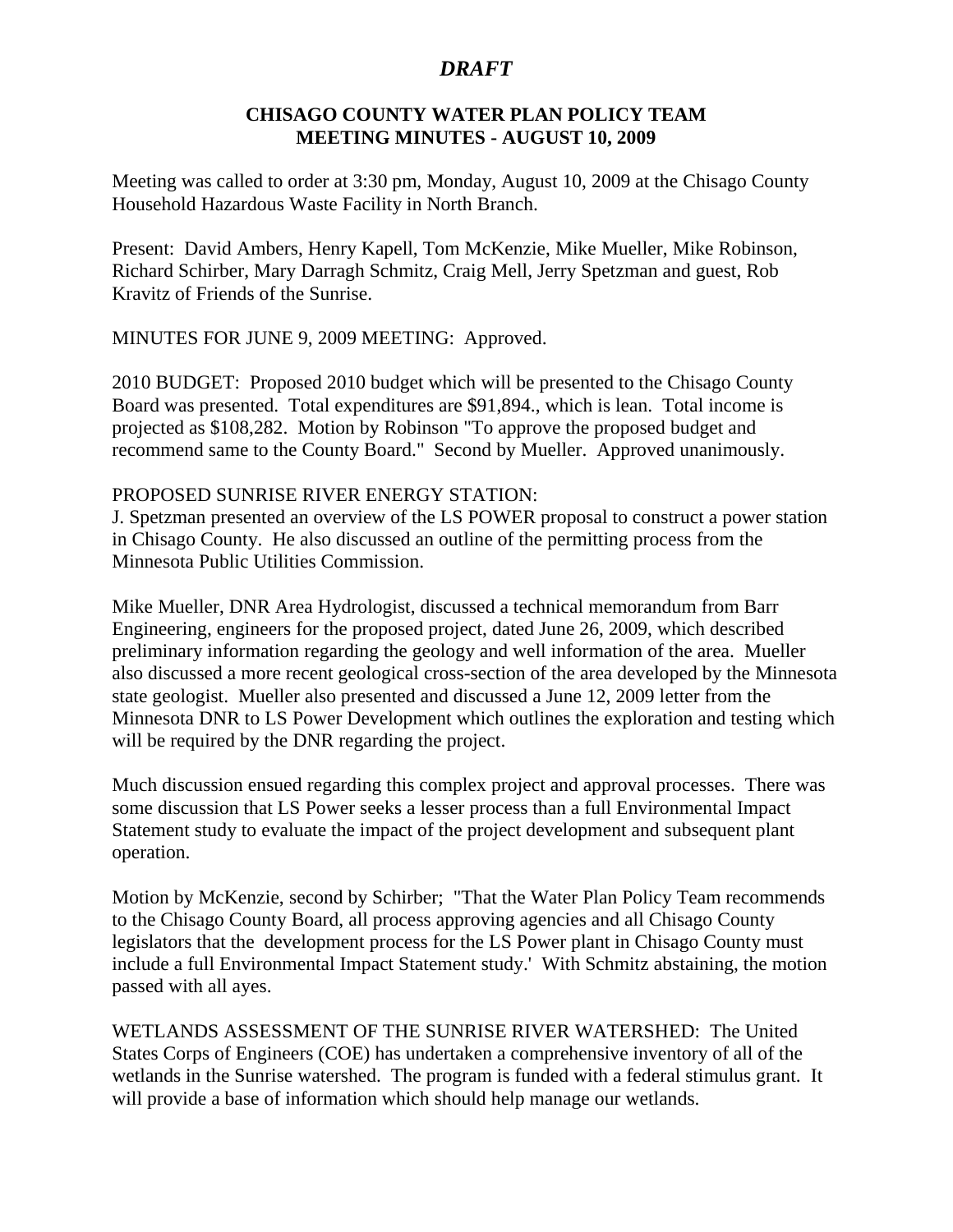# *DRAFT*

## CHISAGO COUNTY WATER PLAN POLICY TEAM
## MEETING MINUTES - AUGUST 10, 2009

Meeting was called to order at 3:30 pm, Monday, August 10, 2009 at the Chisago County Household Hazardous Waste Facility in North Branch.

Present: David Ambers, Henry Kapell, Tom McKenzie, Mike Mueller, Mike Robinson, Richard Schirber, Mary Darragh Schmitz, Craig Mell, Jerry Spetzman and guest, Rob Kravitz of Friends of the Sunrise.

MINUTES FOR JUNE 9, 2009 MEETING: Approved.

2010 BUDGET: Proposed 2010 budget which will be presented to the Chisago County Board was presented. Total expenditures are $91,894., which is lean. Total income is projected as $108,282. Motion by Robinson "To approve the proposed budget and recommend same to the County Board." Second by Mueller. Approved unanimously.

PROPOSED SUNRISE RIVER ENERGY STATION:
J. Spetzman presented an overview of the LS POWER proposal to construct a power station in Chisago County. He also discussed an outline of the permitting process from the Minnesota Public Utilities Commission.

Mike Mueller, DNR Area Hydrologist, discussed a technical memorandum from Barr Engineering, engineers for the proposed project, dated June 26, 2009, which described preliminary information regarding the geology and well information of the area. Mueller also discussed a more recent geological cross-section of the area developed by the Minnesota state geologist. Mueller also presented and discussed a June 12, 2009 letter from the Minnesota DNR to LS Power Development which outlines the exploration and testing which will be required by the DNR regarding the project.

Much discussion ensued regarding this complex project and approval processes. There was some discussion that LS Power seeks a lesser process than a full Environmental Impact Statement study to evaluate the impact of the project development and subsequent plant operation.

Motion by McKenzie, second by Schirber; "That the Water Plan Policy Team recommends to the Chisago County Board, all process approving agencies and all Chisago County legislators that the development process for the LS Power plant in Chisago County must include a full Environmental Impact Statement study.' With Schmitz abstaining, the motion passed with all ayes.

WETLANDS ASSESSMENT OF THE SUNRISE RIVER WATERSHED: The United States Corps of Engineers (COE) has undertaken a comprehensive inventory of all of the wetlands in the Sunrise watershed. The program is funded with a federal stimulus grant. It will provide a base of information which should help manage our wetlands.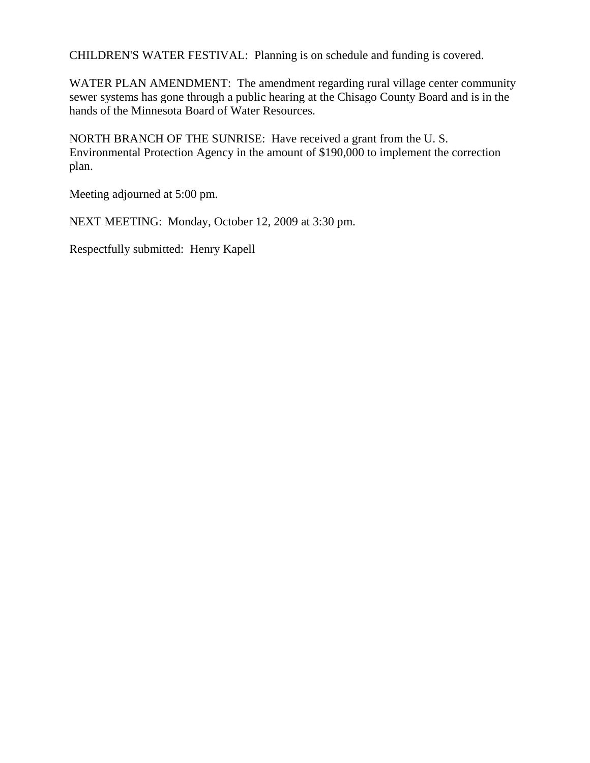CHILDREN'S WATER FESTIVAL: Planning is on schedule and funding is covered.

WATER PLAN AMENDMENT: The amendment regarding rural village center community sewer systems has gone through a public hearing at the Chisago County Board and is in the hands of the Minnesota Board of Water Resources.

NORTH BRANCH OF THE SUNRISE: Have received a grant from the U. S. Environmental Protection Agency in the amount of $190,000 to implement the correction plan.

Meeting adjourned at 5:00 pm.

NEXT MEETING: Monday, October 12, 2009 at 3:30 pm.

Respectfully submitted: Henry Kapell